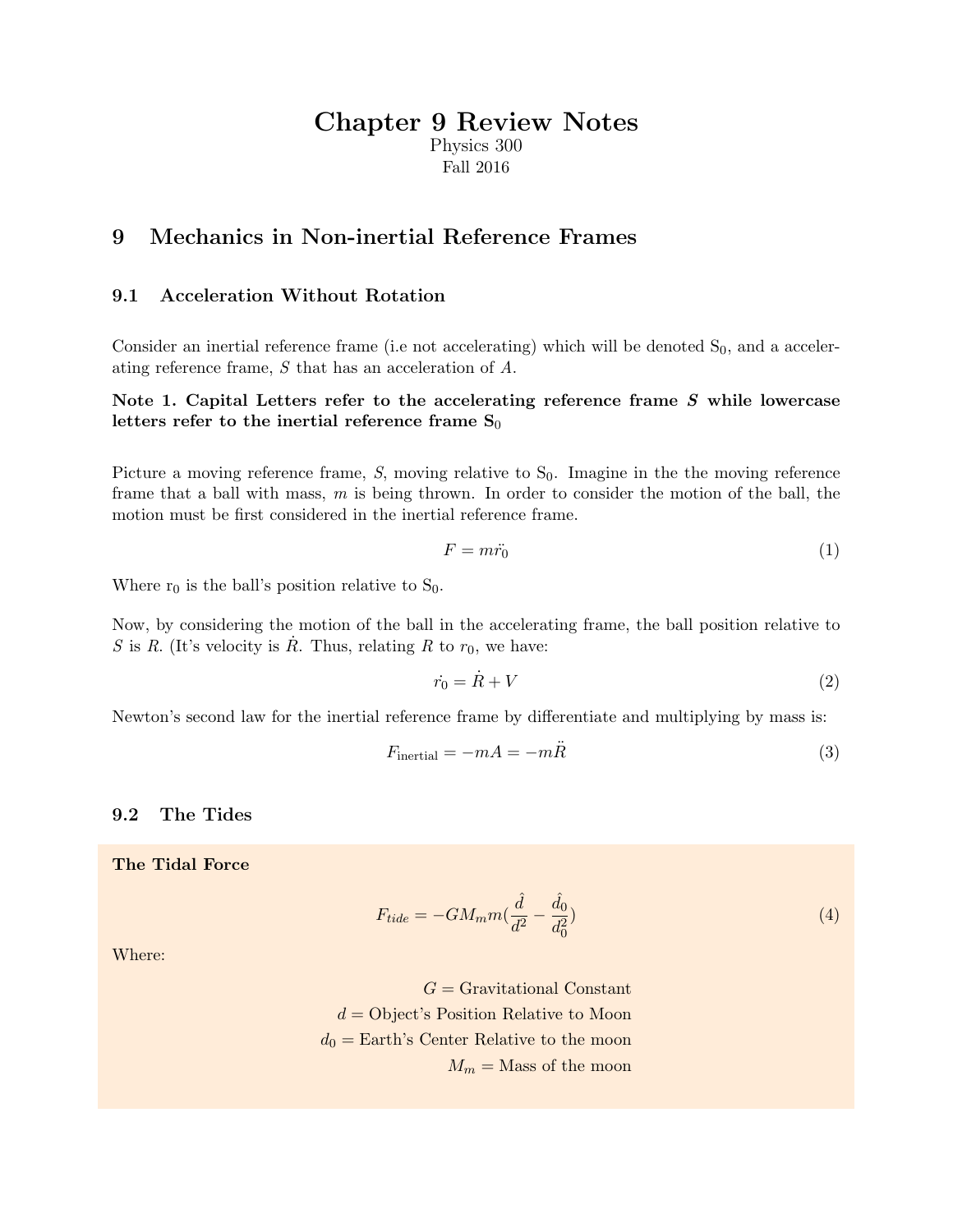# Chapter 9 Review Notes

Physics 300

Fall 2016

## 9 Mechanics in Non-inertial Reference Frames

### 9.1 Acceleration Without Rotation

Consider an inertial reference frame (i.e not accelerating) which will be denoted $S_0$, and a accelerating reference frame, $S$ that has an acceleration of $A$.

**Note 1. Capital Letters refer to the accelerating reference frame *S* while lowercase letters refer to the inertial reference frame $\mathbf{S_0}$**

Picture a moving reference frame, $S$, moving relative to $S_0$. Imagine in the the moving reference frame that a ball with mass, $m$ is being thrown. In order to consider the motion of the ball, the motion must be first considered in the inertial reference frame.

$$F = m\ddot{r_0} \tag{1}$$

Where $r_0$ is the ball's position relative to $S_0$.

Now, by considering the motion of the ball in the accelerating frame, the ball position relative to $S$ is $R$. (It's velocity is $\dot{R}$. Thus, relating $R$ to $r_0$, we have:

$$\dot{r_0} = \dot{R} + V \tag{2}$$

Newton's second law for the inertial reference frame by differentiate and multiplying by mass is:

$$F_{\text{inertial}} = -mA = -m\ddot{R} \tag{3}$$

### 9.2 The Tides

**The Tidal Force**

$$F_{tide} = -GM_m m(\frac{\hat{d}}{d^2} - \frac{\hat{d}_0}{d_0^2}) \tag{4}$$

Where:

$G$ = Gravitational Constant

$d$ = Object's Position Relative to Moon

$d_0$ = Earth's Center Relative to the moon

$M_m$ = Mass of the moon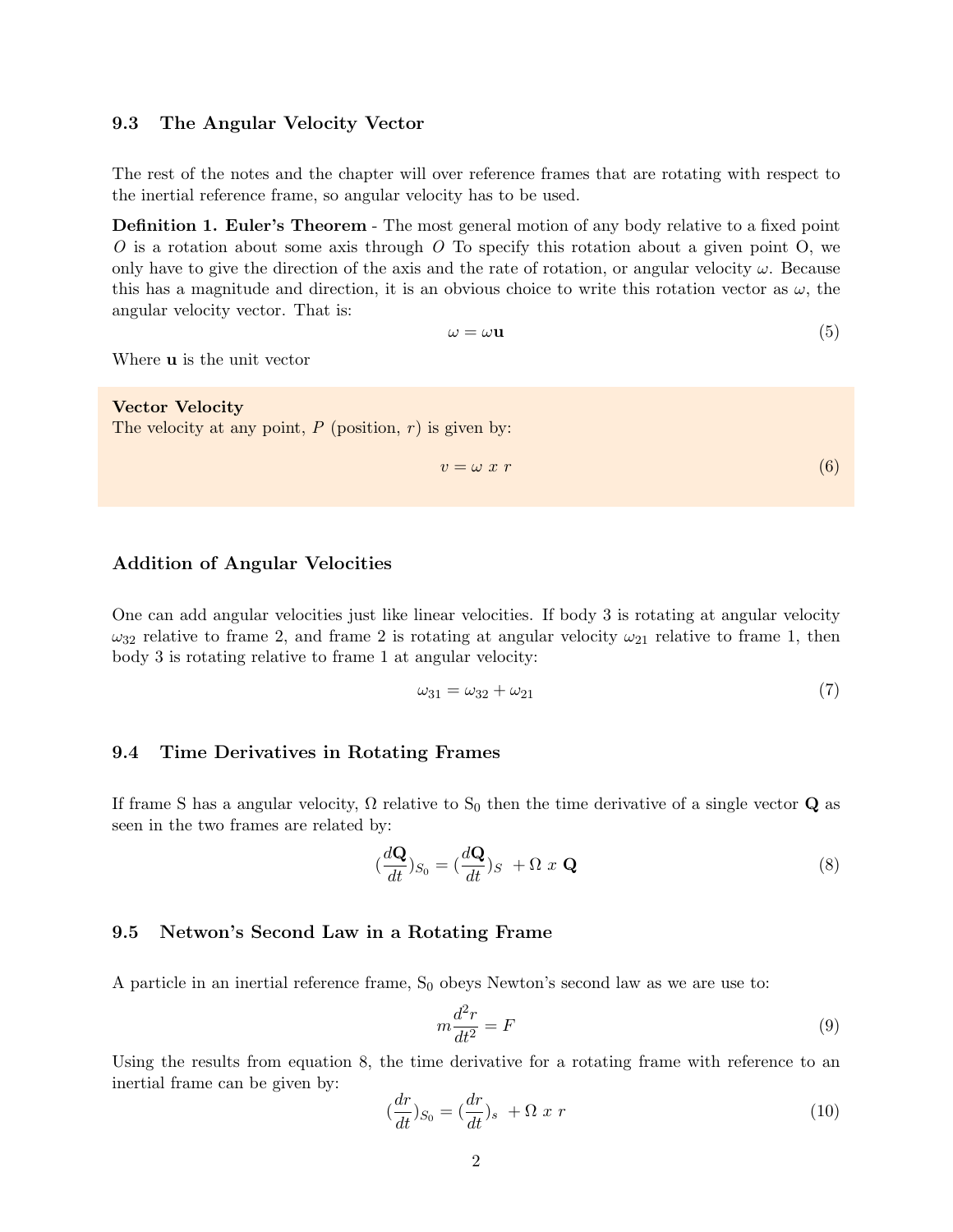## 9.3 The Angular Velocity Vector

The rest of the notes and the chapter will over reference frames that are rotating with respect to the inertial reference frame, so angular velocity has to be used.

**Definition 1. Euler's Theorem** - The most general motion of any body relative to a fixed point $O$ is a rotation about some axis through $O$ To specify this rotation about a given point O, we only have to give the direction of the axis and the rate of rotation, or angular velocity $\omega$. Because this has a magnitude and direction, it is an obvious choice to write this rotation vector as $\omega$, the angular velocity vector. That is:

$$\omega = \omega \mathbf{u} \tag{5}$$

Where **u** is the unit vector

**Vector Velocity**
The velocity at any point, $P$ (position, $r$) is given by:

$$v = \omega \ x \ r \tag{6}$$

### Addition of Angular Velocities

One can add angular velocities just like linear velocities. If body 3 is rotating at angular velocity $\omega_{32}$ relative to frame 2, and frame 2 is rotating at angular velocity $\omega_{21}$ relative to frame 1, then body 3 is rotating relative to frame 1 at angular velocity:

$$\omega_{31} = \omega_{32} + \omega_{21} \tag{7}$$

## 9.4 Time Derivatives in Rotating Frames

If frame S has a angular velocity, $\Omega$ relative to $S_0$ then the time derivative of a single vector **Q** as seen in the two frames are related by:

$$\left(\frac{d\mathbf{Q}}{dt}\right)_{S_0} = \left(\frac{d\mathbf{Q}}{dt}\right)_S + \Omega \ x \ \mathbf{Q} \tag{8}$$

## 9.5 Netwon's Second Law in a Rotating Frame

A particle in an inertial reference frame, $S_0$ obeys Newton's second law as we are use to:

$$m\frac{d^2r}{dt^2} = F \tag{9}$$

Using the results from equation 8, the time derivative for a rotating frame with reference to an inertial frame can be given by:

$$\left(\frac{dr}{dt}\right)_{S_0} = \left(\frac{dr}{dt}\right)_s + \Omega \ x \ r \tag{10}$$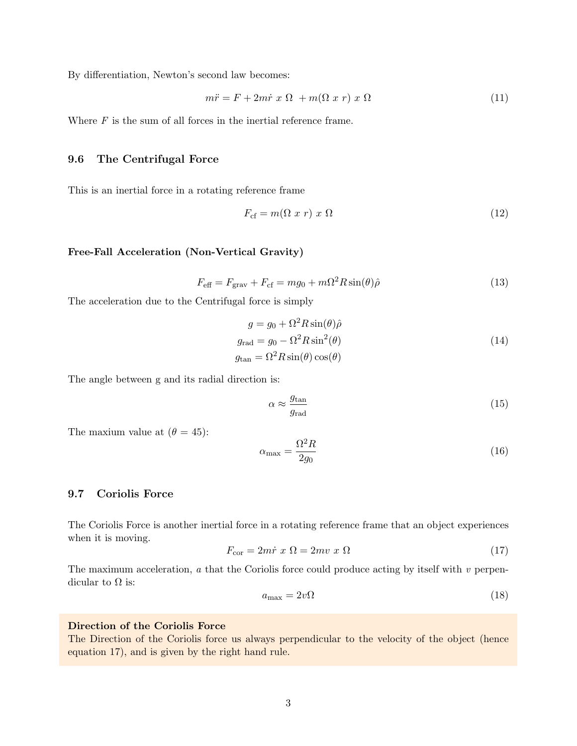By differentiation, Newton's second law becomes:

$$m\ddot{r} = F + 2m\dot{r}\ x\ \Omega\ + m(\Omega\ x\ r)\ x\ \Omega \tag{11}$$

Where $F$ is the sum of all forces in the inertial reference frame.

### 9.6 The Centrifugal Force

This is an inertial force in a rotating reference frame

$$F_{\text{cf}} = m(\Omega\ x\ r)\ x\ \Omega \tag{12}$$

**Free-Fall Acceleration (Non-Vertical Gravity)**

$$F_{\text{eff}} = F_{\text{grav}} + F_{\text{cf}} = mg_0 + m\Omega^2 R\sin(\theta)\hat{\rho} \tag{13}$$

The acceleration due to the Centrifugal force is simply

$$\begin{aligned} g &= g_0 + \Omega^2 R\sin(\theta)\hat{\rho} \\ g_{\text{rad}} &= g_0 - \Omega^2 R\sin^2(\theta) \\ g_{\text{tan}} &= \Omega^2 R\sin(\theta)\cos(\theta) \end{aligned} \tag{14}$$

The angle between g and its radial direction is:

$$\alpha \approx \frac{g_{\text{tan}}}{g_{\text{rad}}} \tag{15}$$

The maxium value at ($\theta = 45$):

$$\alpha_{\max} = \frac{\Omega^2 R}{2g_0} \tag{16}$$

### 9.7 Coriolis Force

The Coriolis Force is another inertial force in a rotating reference frame that an object experiences when it is moving.

$$F_{\text{cor}} = 2m\dot{r}\ x\ \Omega = 2mv\ x\ \Omega \tag{17}$$

The maximum acceleration, $a$ that the Coriolis force could produce acting by itself with $v$ perpendicular to $\Omega$ is:

$$a_{\max} = 2v\Omega \tag{18}$$

**Direction of the Coriolis Force**
The Direction of the Coriolis force us always perpendicular to the velocity of the object (hence equation 17), and is given by the right hand rule.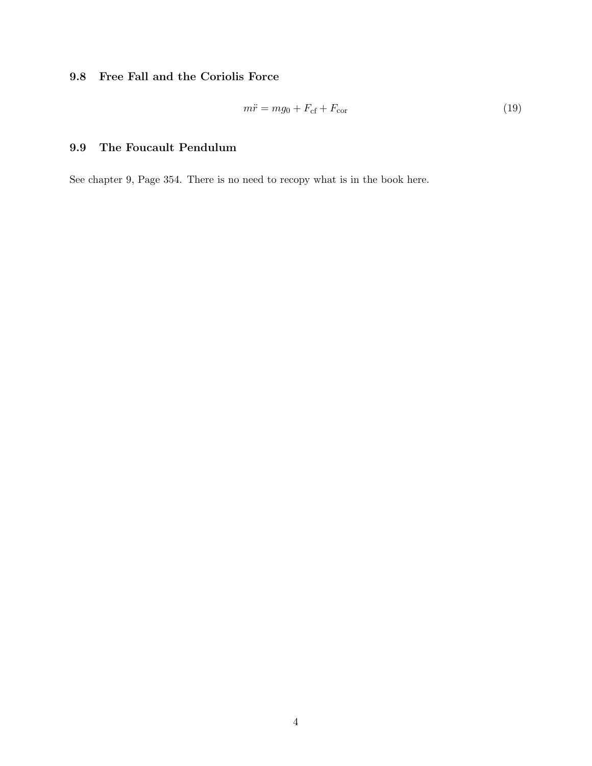### 9.8 Free Fall and the Coriolis Force

$$m\ddot{r} = mg_0 + F_{\text{cf}} + F_{\text{cor}} \tag{19}$$

### 9.9 The Foucault Pendulum

See chapter 9, Page 354. There is no need to recopy what is in the book here.